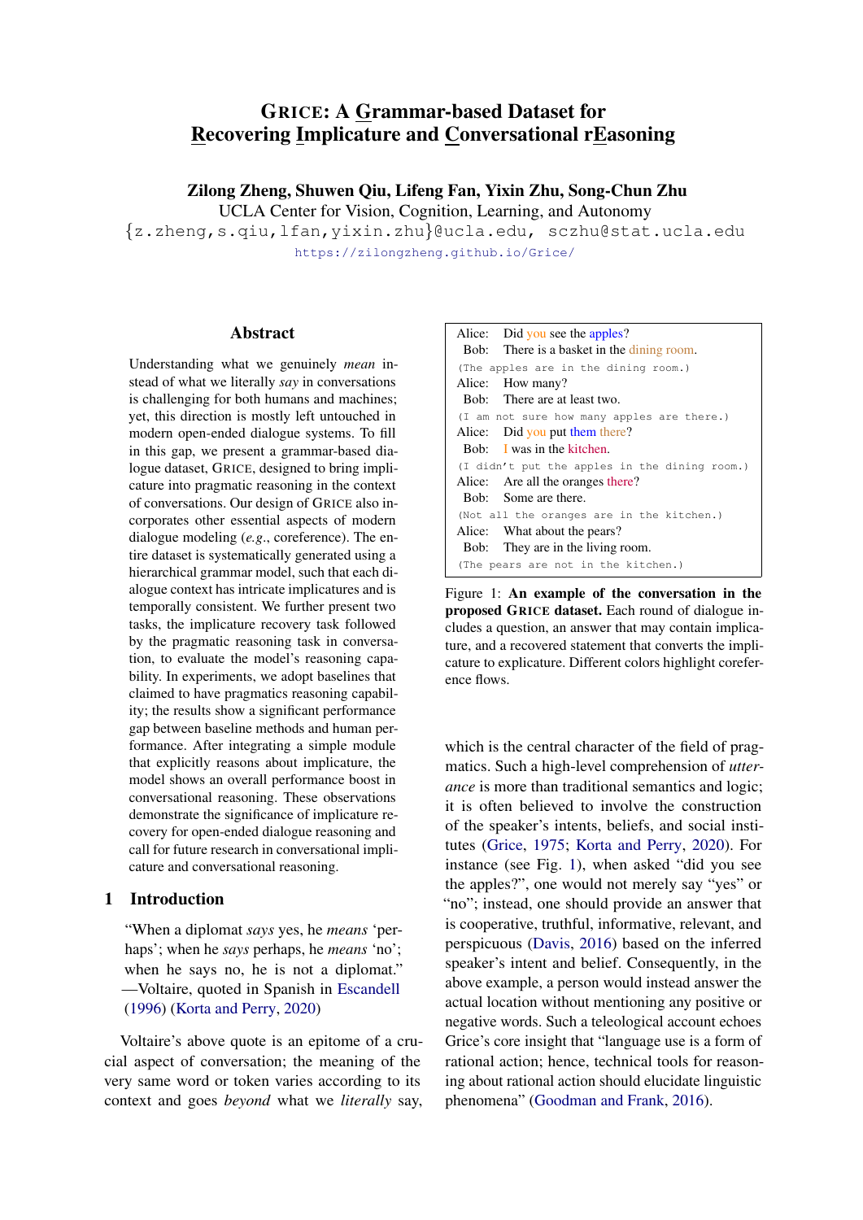# GRICE: A Grammar-based Dataset for Recovering Implicature and Conversational rEasoning

**Zilong Zheng, Shuwen Qiu, Lifeng Fan, Yixin Zhu, Song-Chun Zhu**
UCLA Center for Vision, Cognition, Learning, and Autonomy
{z.zheng,s.qiu,lfan,yixin.zhu}@ucla.edu, sczhu@stat.ucla.edu
https://zilongzheng.github.io/Grice/

## Abstract

Understanding what we genuinely *mean* instead of what we literally *say* in conversations is challenging for both humans and machines; yet, this direction is mostly left untouched in modern open-ended dialogue systems. To fill in this gap, we present a grammar-based dialogue dataset, GRICE, designed to bring implicature into pragmatic reasoning in the context of conversations. Our design of GRICE also incorporates other essential aspects of modern dialogue modeling (*e.g.*, coreference). The entire dataset is systematically generated using a hierarchical grammar model, such that each dialogue context has intricate implicatures and is temporally consistent. We further present two tasks, the implicature recovery task followed by the pragmatic reasoning task in conversation, to evaluate the model's reasoning capability. In experiments, we adopt baselines that claimed to have pragmatics reasoning capability; the results show a significant performance gap between baseline methods and human performance. After integrating a simple module that explicitly reasons about implicature, the model shows an overall performance boost in conversational reasoning. These observations demonstrate the significance of implicature recovery for open-ended dialogue reasoning and call for future research in conversational implicature and conversational reasoning.

## 1 Introduction

> "When a diplomat *says* yes, he *means* 'perhaps'; when he *says* perhaps, he *means* 'no'; when he says no, he is not a diplomat."
> —Voltaire, quoted in Spanish in Escandell (1996) (Korta and Perry, 2020)

Voltaire's above quote is an epitome of a crucial aspect of conversation; the meaning of the very same word or token varies according to its context and goes *beyond* what we *literally* say, which is the central character of the field of pragmatics. Such a high-level comprehension of *utterance* is more than traditional semantics and logic; it is often believed to involve the construction of the speaker's intents, beliefs, and social institutes (Grice, 1975; Korta and Perry, 2020). For instance (see Fig. 1), when asked "did you see the apples?", one would not merely say "yes" or "no"; instead, one should provide an answer that is cooperative, truthful, informative, relevant, and perspicuous (Davis, 2016) based on the inferred speaker's intent and belief. Consequently, in the above example, a person would instead answer the actual location without mentioning any positive or negative words. Such a teleological account echoes Grice's core insight that "language use is a form of rational action; hence, technical tools for reasoning about rational action should elucidate linguistic phenomena" (Goodman and Frank, 2016).

---

Alice: Did you see the apples?
Bob: There is a basket in the dining room.
`(The apples are in the dining room.)`
Alice: How many?
Bob: There are at least two.
`(I am not sure how many apples are there.)`
Alice: Did you put them there?
Bob: I was in the kitchen.
`(I didn't put the apples in the dining room.)`
Alice: Are all the oranges there?
Bob: Some are there.
`(Not all the oranges are in the kitchen.)`
Alice: What about the pears?
Bob: They are in the living room.
`(The pears are not in the kitchen.)`

Figure 1: **An example of the conversation in the proposed GRICE dataset.** Each round of dialogue includes a question, an answer that may contain implicature, and a recovered statement that converts the implicature to explicature. Different colors highlight coreference flows.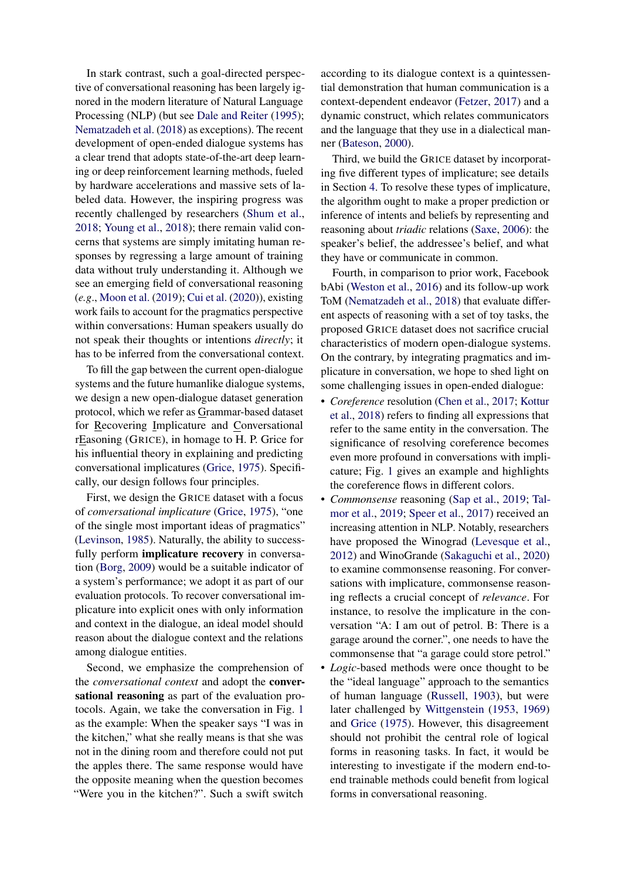In stark contrast, such a goal-directed perspective of conversational reasoning has been largely ignored in the modern literature of Natural Language Processing (NLP) (but see Dale and Reiter (1995); Nematzadeh et al. (2018) as exceptions). The recent development of open-ended dialogue systems has a clear trend that adopts state-of-the-art deep learning or deep reinforcement learning methods, fueled by hardware accelerations and massive sets of labeled data. However, the inspiring progress was recently challenged by researchers (Shum et al., 2018; Young et al., 2018); there remain valid concerns that systems are simply imitating human responses by regressing a large amount of training data without truly understanding it. Although we see an emerging field of conversational reasoning (*e.g.*, Moon et al. (2019); Cui et al. (2020)), existing work fails to account for the pragmatics perspective within conversations: Human speakers usually do not speak their thoughts or intentions *directly*; it has to be inferred from the conversational context.

To fill the gap between the current open-dialogue systems and the future humanlike dialogue systems, we design a new open-dialogue dataset generation protocol, which we refer as Grammar-based dataset for Recovering Implicature and Conversational rEasoning (GRICE), in homage to H. P. Grice for his influential theory in explaining and predicting conversational implicatures (Grice, 1975). Specifically, our design follows four principles.

First, we design the GRICE dataset with a focus of *conversational implicature* (Grice, 1975), "one of the single most important ideas of pragmatics" (Levinson, 1985). Naturally, the ability to successfully perform **implicature recovery** in conversation (Borg, 2009) would be a suitable indicator of a system's performance; we adopt it as part of our evaluation protocols. To recover conversational implicature into explicit ones with only information and context in the dialogue, an ideal model should reason about the dialogue context and the relations among dialogue entities.

Second, we emphasize the comprehension of the *conversational context* and adopt the **conversational reasoning** as part of the evaluation protocols. Again, we take the conversation in Fig. 1 as the example: When the speaker says "I was in the kitchen," what she really means is that she was not in the dining room and therefore could not put the apples there. The same response would have the opposite meaning when the question becomes "Were you in the kitchen?". Such a swift switch according to its dialogue context is a quintessential demonstration that human communication is a context-dependent endeavor (Fetzer, 2017) and a dynamic construct, which relates communicators and the language that they use in a dialectical manner (Bateson, 2000).

Third, we build the GRICE dataset by incorporating five different types of implicature; see details in Section 4. To resolve these types of implicature, the algorithm ought to make a proper prediction or inference of intents and beliefs by representing and reasoning about *triadic* relations (Saxe, 2006): the speaker's belief, the addressee's belief, and what they have or communicate in common.

Fourth, in comparison to prior work, Facebook bAbi (Weston et al., 2016) and its follow-up work ToM (Nematzadeh et al., 2018) that evaluate different aspects of reasoning with a set of toy tasks, the proposed GRICE dataset does not sacrifice crucial characteristics of modern open-dialogue systems. On the contrary, by integrating pragmatics and implicature in conversation, we hope to shed light on some challenging issues in open-ended dialogue:

- *Coreference* resolution (Chen et al., 2017; Kottur et al., 2018) refers to finding all expressions that refer to the same entity in the conversation. The significance of resolving coreference becomes even more profound in conversations with implicature; Fig. 1 gives an example and highlights the coreference flows in different colors.
- *Commonsense* reasoning (Sap et al., 2019; Talmor et al., 2019; Speer et al., 2017) received an increasing attention in NLP. Notably, researchers have proposed the Winograd (Levesque et al., 2012) and WinoGrande (Sakaguchi et al., 2020) to examine commonsense reasoning. For conversations with implicature, commonsense reasoning reflects a crucial concept of *relevance*. For instance, to resolve the implicature in the conversation "A: I am out of petrol. B: There is a garage around the corner.", one needs to have the commonsense that "a garage could store petrol."
- *Logic*-based methods were once thought to be the "ideal language" approach to the semantics of human language (Russell, 1903), but were later challenged by Wittgenstein (1953, 1969) and Grice (1975). However, this disagreement should not prohibit the central role of logical forms in reasoning tasks. In fact, it would be interesting to investigate if the modern end-to-end trainable methods could benefit from logical forms in conversational reasoning.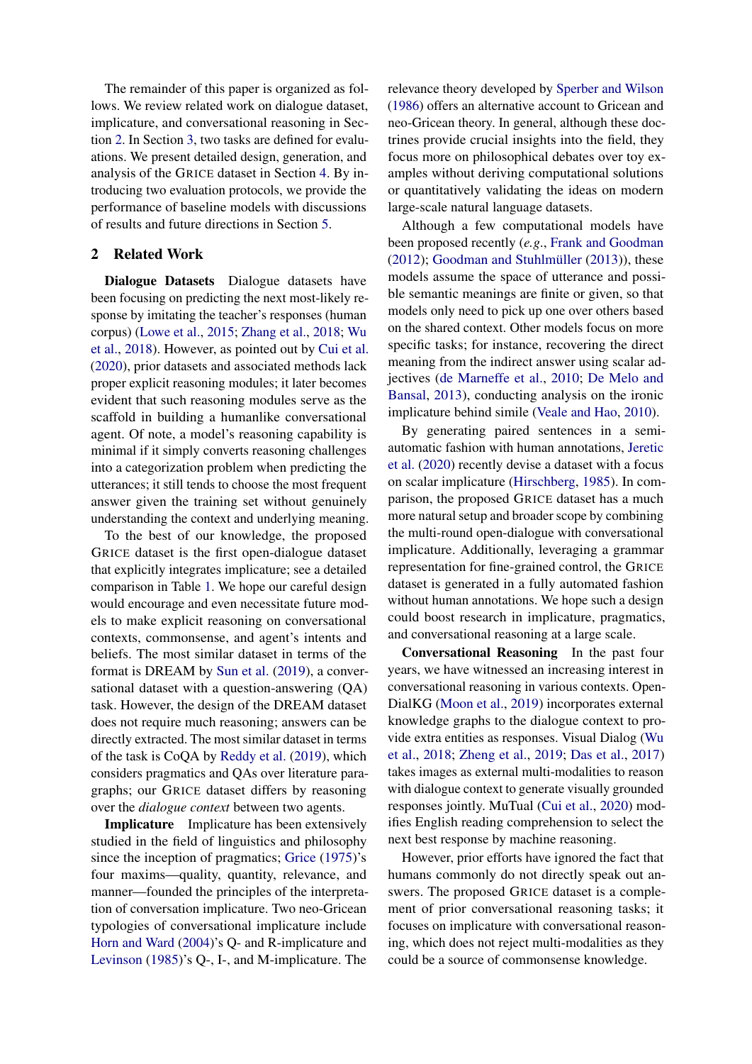The remainder of this paper is organized as follows. We review related work on dialogue dataset, implicature, and conversational reasoning in Section 2. In Section 3, two tasks are defined for evaluations. We present detailed design, generation, and analysis of the GRICE dataset in Section 4. By introducing two evaluation protocols, we provide the performance of baseline models with discussions of results and future directions in Section 5.

## 2 Related Work

**Dialogue Datasets** Dialogue datasets have been focusing on predicting the next most-likely response by imitating the teacher's responses (human corpus) (Lowe et al., 2015; Zhang et al., 2018; Wu et al., 2018). However, as pointed out by Cui et al. (2020), prior datasets and associated methods lack proper explicit reasoning modules; it later becomes evident that such reasoning modules serve as the scaffold in building a humanlike conversational agent. Of note, a model's reasoning capability is minimal if it simply converts reasoning challenges into a categorization problem when predicting the utterances; it still tends to choose the most frequent answer given the training set without genuinely understanding the context and underlying meaning.

To the best of our knowledge, the proposed GRICE dataset is the first open-dialogue dataset that explicitly integrates implicature; see a detailed comparison in Table 1. We hope our careful design would encourage and even necessitate future models to make explicit reasoning on conversational contexts, commonsense, and agent's intents and beliefs. The most similar dataset in terms of the format is DREAM by Sun et al. (2019), a conversational dataset with a question-answering (QA) task. However, the design of the DREAM dataset does not require much reasoning; answers can be directly extracted. The most similar dataset in terms of the task is CoQA by Reddy et al. (2019), which considers pragmatics and QAs over literature paragraphs; our GRICE dataset differs by reasoning over the *dialogue context* between two agents.

**Implicature** Implicature has been extensively studied in the field of linguistics and philosophy since the inception of pragmatics; Grice (1975)'s four maxims—quality, quantity, relevance, and manner—founded the principles of the interpretation of conversation implicature. Two neo-Gricean typologies of conversational implicature include Horn and Ward (2004)'s Q- and R-implicature and Levinson (1985)'s Q-, I-, and M-implicature. The relevance theory developed by Sperber and Wilson (1986) offers an alternative account to Gricean and neo-Gricean theory. In general, although these doctrines provide crucial insights into the field, they focus more on philosophical debates over toy examples without deriving computational solutions or quantitatively validating the ideas on modern large-scale natural language datasets.

Although a few computational models have been proposed recently (*e.g.*, Frank and Goodman (2012); Goodman and Stuhlmüller (2013)), these models assume the space of utterance and possible semantic meanings are finite or given, so that models only need to pick up one over others based on the shared context. Other models focus on more specific tasks; for instance, recovering the direct meaning from the indirect answer using scalar adjectives (de Marneffe et al., 2010; De Melo and Bansal, 2013), conducting analysis on the ironic implicature behind simile (Veale and Hao, 2010).

By generating paired sentences in a semi-automatic fashion with human annotations, Jeretic et al. (2020) recently devise a dataset with a focus on scalar implicature (Hirschberg, 1985). In comparison, the proposed GRICE dataset has a much more natural setup and broader scope by combining the multi-round open-dialogue with conversational implicature. Additionally, leveraging a grammar representation for fine-grained control, the GRICE dataset is generated in a fully automated fashion without human annotations. We hope such a design could boost research in implicature, pragmatics, and conversational reasoning at a large scale.

**Conversational Reasoning** In the past four years, we have witnessed an increasing interest in conversational reasoning in various contexts. OpenDialKG (Moon et al., 2019) incorporates external knowledge graphs to the dialogue context to provide extra entities as responses. Visual Dialog (Wu et al., 2018; Zheng et al., 2019; Das et al., 2017) takes images as external multi-modalities to reason with dialogue context to generate visually grounded responses jointly. MuTual (Cui et al., 2020) modifies English reading comprehension to select the next best response by machine reasoning.

However, prior efforts have ignored the fact that humans commonly do not directly speak out answers. The proposed GRICE dataset is a complement of prior conversational reasoning tasks; it focuses on implicature with conversational reasoning, which does not reject multi-modalities as they could be a source of commonsense knowledge.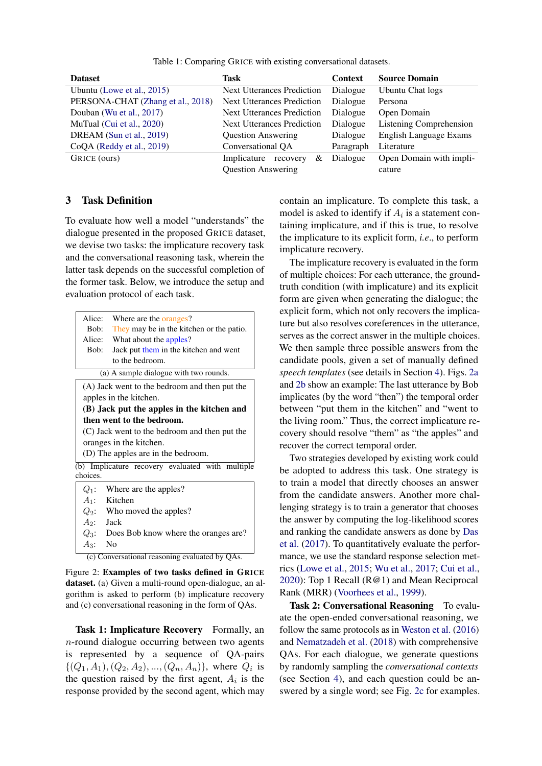Table 1: Comparing GRICE with existing conversational datasets.

| Dataset | Task | Context | Source Domain |
|---|---|---|---|
| Ubuntu (Lowe et al., 2015) | Next Utterances Prediction | Dialogue | Ubuntu Chat logs |
| PERSONA-CHAT (Zhang et al., 2018) | Next Utterances Prediction | Dialogue | Persona |
| Douban (Wu et al., 2017) | Next Utterances Prediction | Dialogue | Open Domain |
| MuTual (Cui et al., 2020) | Next Utterances Prediction | Dialogue | Listening Comprehension |
| DREAM (Sun et al., 2019) | Question Answering | Dialogue | English Language Exams |
| CoQA (Reddy et al., 2019) | Conversational QA | Paragraph | Literature |
| GRICE (ours) | Implicature recovery & Question Answering | Dialogue | Open Domain with implicature |

## 3 Task Definition

To evaluate how well a model "understands" the dialogue presented in the proposed GRICE dataset, we devise two tasks: the implicature recovery task and the conversational reasoning task, wherein the latter task depends on the successful completion of the former task. Below, we introduce the setup and evaluation protocol of each task.

Alice: Where are the oranges?
Bob: They may be in the kitchen or the patio.
Alice: What about the apples?
Bob: Jack put them in the kitchen and went to the bedroom.

(a) A sample dialogue with two rounds.

(A) Jack went to the bedroom and then put the apples in the kitchen.
**(B) Jack put the apples in the kitchen and then went to the bedroom.**
(C) Jack went to the bedroom and then put the oranges in the kitchen.
(D) The apples are in the bedroom.

(b) Implicature recovery evaluated with multiple choices.

$Q_1$: Where are the apples?
$A_1$: Kitchen
$Q_2$: Who moved the apples?
$A_2$: Jack
$Q_3$: Does Bob know where the oranges are?
$A_3$: No

(c) Conversational reasoning evaluated by QAs.

Figure 2: **Examples of two tasks defined in GRICE dataset.** (a) Given a multi-round open-dialogue, an algorithm is asked to perform (b) implicature recovery and (c) conversational reasoning in the form of QAs.

**Task 1: Implicature Recovery** Formally, an $n$-round dialogue occurring between two agents is represented by a sequence of QA-pairs $\{(Q_1, A_1), (Q_2, A_2), ..., (Q_n, A_n)\}$, where $Q_i$ is the question raised by the first agent, $A_i$ is the response provided by the second agent, which may contain an implicature. To complete this task, a model is asked to identify if $A_i$ is a statement containing implicature, and if this is true, to resolve the implicature to its explicit form, *i.e.*, to perform implicature recovery.

The implicature recovery is evaluated in the form of multiple choices: For each utterance, the ground-truth condition (with implicature) and its explicit form are given when generating the dialogue; the explicit form, which not only recovers the implicature but also resolves coreferences in the utterance, serves as the correct answer in the multiple choices. We then sample three possible answers from the candidate pools, given a set of manually defined *speech templates* (see details in Section 4). Figs. 2a and 2b show an example: The last utterance by Bob implicates (by the word "then") the temporal order between "put them in the kitchen" and "went to the living room." Thus, the correct implicature recovery should resolve "them" as "the apples" and recover the correct temporal order.

Two strategies developed by existing work could be adopted to address this task. One strategy is to train a model that directly chooses an answer from the candidate answers. Another more challenging strategy is to train a generator that chooses the answer by computing the log-likelihood scores and ranking the candidate answers as done by Das et al. (2017). To quantitatively evaluate the performance, we use the standard response selection metrics (Lowe et al., 2015; Wu et al., 2017; Cui et al., 2020): Top 1 Recall (R@1) and Mean Reciprocal Rank (MRR) (Voorhees et al., 1999).

**Task 2: Conversational Reasoning** To evaluate the open-ended conversational reasoning, we follow the same protocols as in Weston et al. (2016) and Nematzadeh et al. (2018) with comprehensive QAs. For each dialogue, we generate questions by randomly sampling the *conversational contexts* (see Section 4), and each question could be answered by a single word; see Fig. 2c for examples.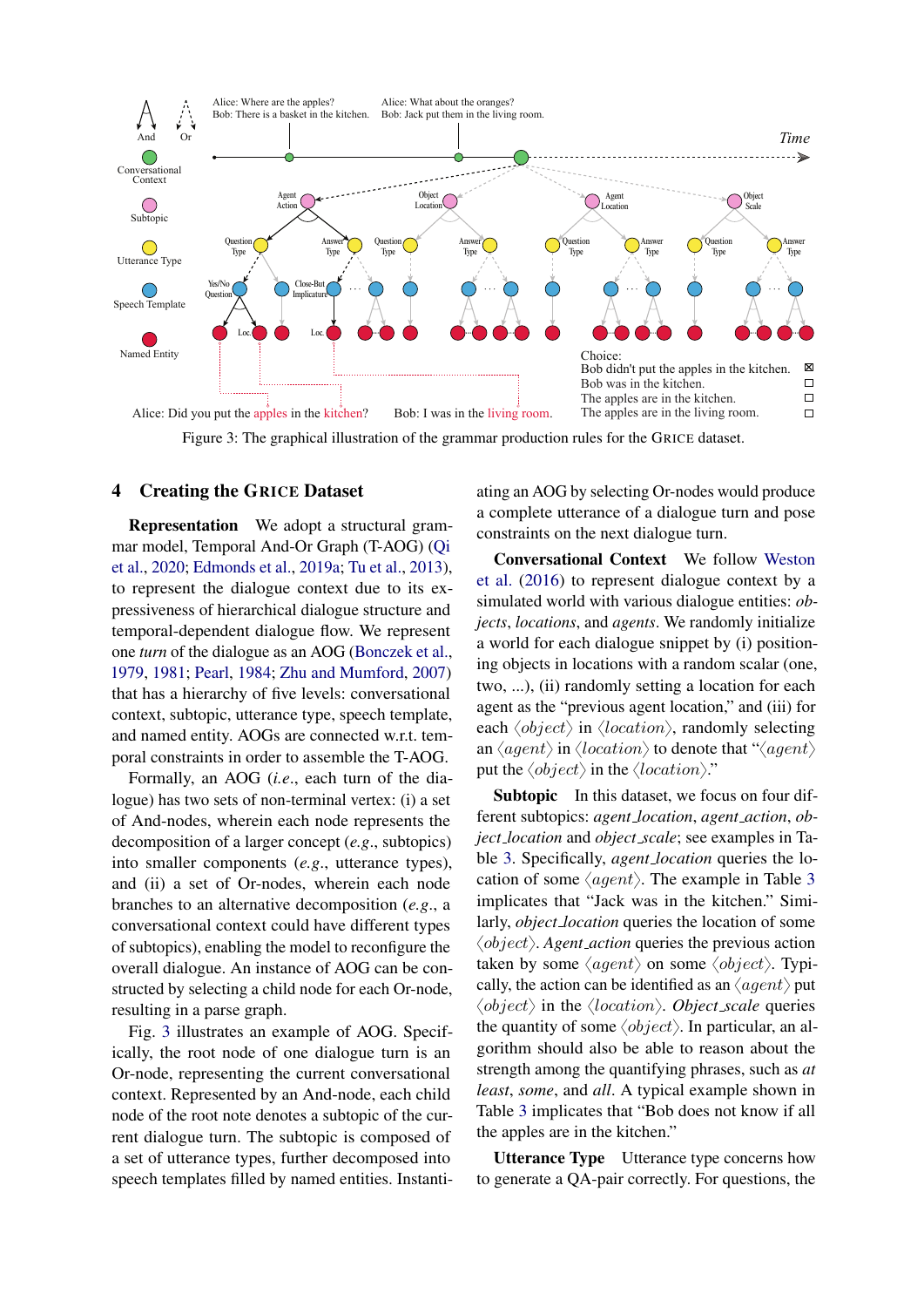Figure 3: The graphical illustration of the grammar production rules for the GRICE dataset.

## 4 Creating the GRICE Dataset

**Representation** We adopt a structural grammar model, Temporal And-Or Graph (T-AOG) (Qi et al., 2020; Edmonds et al., 2019a; Tu et al., 2013), to represent the dialogue context due to its expressiveness of hierarchical dialogue structure and temporal-dependent dialogue flow. We represent one *turn* of the dialogue as an AOG (Bonczek et al., 1979, 1981; Pearl, 1984; Zhu and Mumford, 2007) that has a hierarchy of five levels: conversational context, subtopic, utterance type, speech template, and named entity. AOGs are connected w.r.t. temporal constraints in order to assemble the T-AOG.

Formally, an AOG (*i.e.*, each turn of the dialogue) has two sets of non-terminal vertex: (i) a set of And-nodes, wherein each node represents the decomposition of a larger concept (*e.g.*, subtopics) into smaller components (*e.g.*, utterance types), and (ii) a set of Or-nodes, wherein each node branches to an alternative decomposition (*e.g.*, a conversational context could have different types of subtopics), enabling the model to reconfigure the overall dialogue. An instance of AOG can be constructed by selecting a child node for each Or-node, resulting in a parse graph.

Fig. 3 illustrates an example of AOG. Specifically, the root node of one dialogue turn is an Or-node, representing the current conversational context. Represented by an And-node, each child node of the root note denotes a subtopic of the current dialogue turn. The subtopic is composed of a set of utterance types, further decomposed into speech templates filled by named entities. Instantiating an AOG by selecting Or-nodes would produce a complete utterance of a dialogue turn and pose constraints on the next dialogue turn.

**Conversational Context** We follow Weston et al. (2016) to represent dialogue context by a simulated world with various dialogue entities: *objects*, *locations*, and *agents*. We randomly initialize a world for each dialogue snippet by (i) positioning objects in locations with a random scalar (one, two, ...), (ii) randomly setting a location for each agent as the "previous agent location," and (iii) for each $\langle object \rangle$ in $\langle location \rangle$, randomly selecting an $\langle agent \rangle$ in $\langle location \rangle$ to denote that "$\langle agent \rangle$ put the $\langle object \rangle$ in the $\langle location \rangle$."

**Subtopic** In this dataset, we focus on four different subtopics: *agent_location*, *agent_action*, *object_location* and *object_scale*; see examples in Table 3. Specifically, *agent_location* queries the location of some $\langle agent \rangle$. The example in Table 3 implicates that "Jack was in the kitchen." Similarly, *object_location* queries the location of some $\langle object \rangle$. *Agent_action* queries the previous action taken by some $\langle agent \rangle$ on some $\langle object \rangle$. Typically, the action can be identified as an $\langle agent \rangle$ put $\langle object \rangle$ in the $\langle location \rangle$. *Object_scale* queries the quantity of some $\langle object \rangle$. In particular, an algorithm should also be able to reason about the strength among the quantifying phrases, such as *at least*, *some*, and *all*. A typical example shown in Table 3 implicates that "Bob does not know if all the apples are in the kitchen."

**Utterance Type** Utterance type concerns how to generate a QA-pair correctly. For questions, the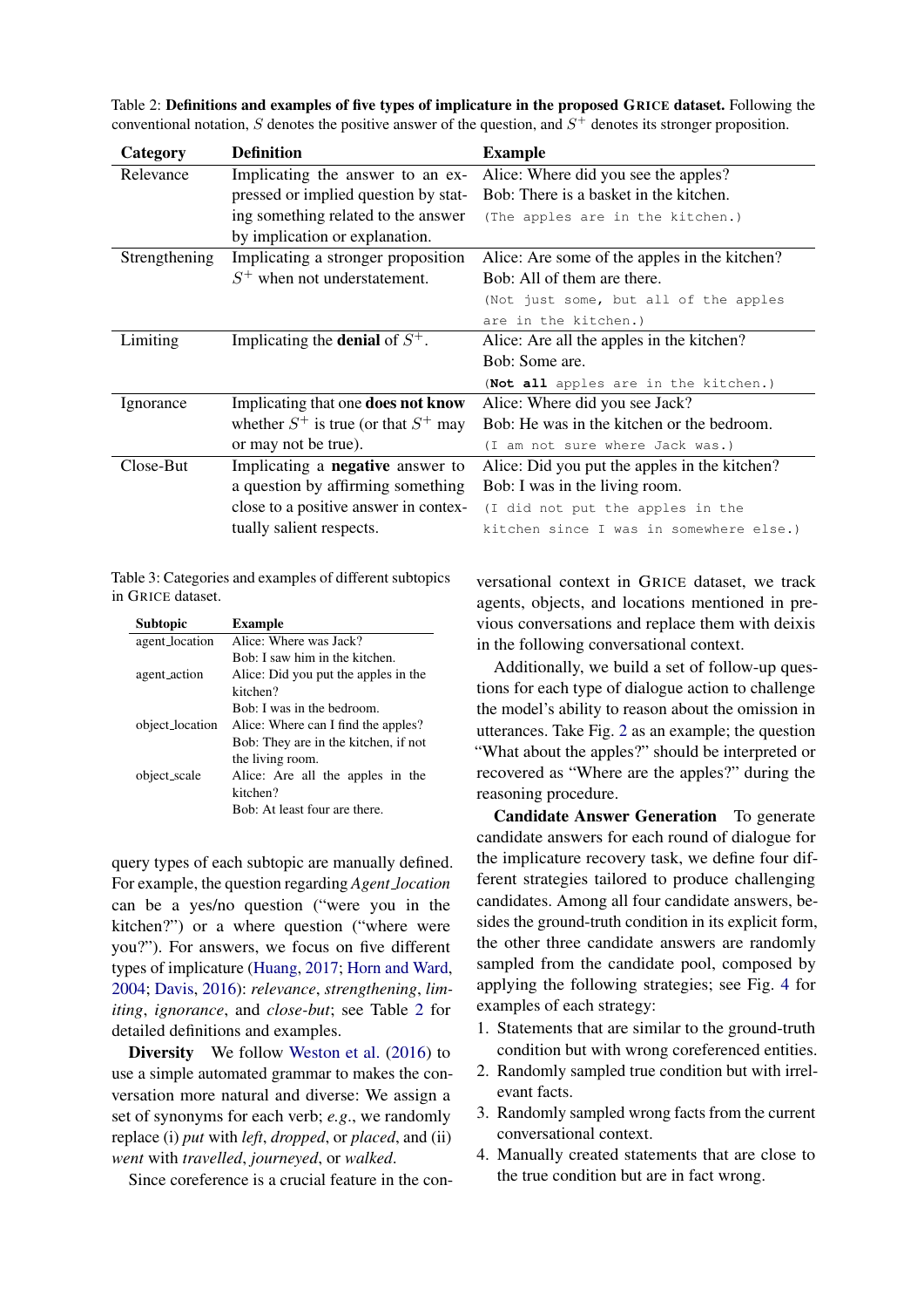Table 2: **Definitions and examples of five types of implicature in the proposed GRICE dataset.** Following the conventional notation, $S$ denotes the positive answer of the question, and $S^+$ denotes its stronger proposition.

| Category | Definition | Example |
|---|---|---|
| Relevance | Implicating the answer to an expressed or implied question by stating something related to the answer by implication or explanation. | Alice: Where did you see the apples?<br>Bob: There is a basket in the kitchen.<br>`(The apples are in the kitchen.)` |
| Strengthening | Implicating a stronger proposition $S^+$ when not understatement. | Alice: Are some of the apples in the kitchen?<br>Bob: All of them are there.<br>`(Not just some, but all of the apples are in the kitchen.)` |
| Limiting | Implicating the **denial** of $S^+$. | Alice: Are all the apples in the kitchen?<br>Bob: Some are.<br>`(`**`Not all`**` apples are in the kitchen.)` |
| Ignorance | Implicating that one **does not know** whether $S^+$ is true (or that $S^+$ may or may not be true). | Alice: Where did you see Jack?<br>Bob: He was in the kitchen or the bedroom.<br>`(I am not sure where Jack was.)` |
| Close-But | Implicating a **negative** answer to a question by affirming something close to a positive answer in contextually salient respects. | Alice: Did you put the apples in the kitchen?<br>Bob: I was in the living room.<br>`(I did not put the apples in the kitchen since I was in somewhere else.)` |

Table 3: Categories and examples of different subtopics in GRICE dataset.

| Subtopic | Example |
|---|---|
| agent_location | Alice: Where was Jack?<br>Bob: I saw him in the kitchen. |
| agent_action | Alice: Did you put the apples in the kitchen?<br>Bob: I was in the bedroom. |
| object_location | Alice: Where can I find the apples?<br>Bob: They are in the kitchen, if not the living room. |
| object_scale | Alice: Are all the apples in the kitchen?<br>Bob: At least four are there. |

query types of each subtopic are manually defined. For example, the question regarding *Agent_location* can be a yes/no question ("were you in the kitchen?") or a where question ("where were you?"). For answers, we focus on five different types of implicature (Huang, 2017; Horn and Ward, 2004; Davis, 2016): *relevance*, *strengthening*, *limiting*, *ignorance*, and *close-but*; see Table 2 for detailed definitions and examples.

**Diversity** We follow Weston et al. (2016) to use a simple automated grammar to makes the conversation more natural and diverse: We assign a set of synonyms for each verb; *e.g.*, we randomly replace (i) *put* with *left*, *dropped*, or *placed*, and (ii) *went* with *travelled*, *journeyed*, or *walked*.

Since coreference is a crucial feature in the conversational context in GRICE dataset, we track agents, objects, and locations mentioned in previous conversations and replace them with deixis in the following conversational context.

Additionally, we build a set of follow-up questions for each type of dialogue action to challenge the model's ability to reason about the omission in utterances. Take Fig. 2 as an example; the question "What about the apples?" should be interpreted or recovered as "Where are the apples?" during the reasoning procedure.

**Candidate Answer Generation** To generate candidate answers for each round of dialogue for the implicature recovery task, we define four different strategies tailored to produce challenging candidates. Among all four candidate answers, besides the ground-truth condition in its explicit form, the other three candidate answers are randomly sampled from the candidate pool, composed by applying the following strategies; see Fig. 4 for examples of each strategy:

1. Statements that are similar to the ground-truth condition but with wrong coreferenced entities.
2. Randomly sampled true condition but with irrelevant facts.
3. Randomly sampled wrong facts from the current conversational context.
4. Manually created statements that are close to the true condition but are in fact wrong.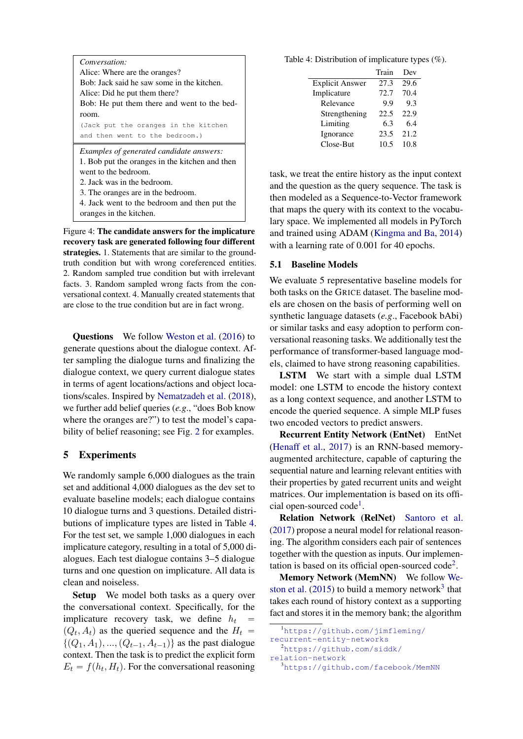*Conversation:*
Alice: Where are the oranges?
Bob: Jack said he saw some in the kitchen.
Alice: Did he put them there?
Bob: He put them there and went to the bedroom.
`(Jack put the oranges in the kitchen and then went to the bedroom.)`

*Examples of generated candidate answers:*
1. Bob put the oranges in the kitchen and then went to the bedroom.
2. Jack was in the bedroom.
3. The oranges are in the bedroom.
4. Jack went to the bedroom and then put the oranges in the kitchen.

Figure 4: **The candidate answers for the implicature recovery task are generated following four different strategies.** 1. Statements that are similar to the ground-truth condition but with wrong coreferenced entities. 2. Random sampled true condition but with irrelevant facts. 3. Random sampled wrong facts from the conversational context. 4. Manually created statements that are close to the true condition but are in fact wrong.

**Questions** We follow Weston et al. (2016) to generate questions about the dialogue context. After sampling the dialogue turns and finalizing the dialogue context, we query current dialogue states in terms of agent locations/actions and object locations/scales. Inspired by Nematzadeh et al. (2018), we further add belief queries (*e.g.*, "does Bob know where the oranges are?") to test the model's capability of belief reasoning; see Fig. 2 for examples.

## 5 Experiments

We randomly sample 6,000 dialogues as the train set and additional 4,000 dialogues as the dev set to evaluate baseline models; each dialogue contains 10 dialogue turns and 3 questions. Detailed distributions of implicature types are listed in Table 4. For the test set, we sample 1,000 dialogues in each implicature category, resulting in a total of 5,000 dialogues. Each test dialogue contains 3–5 dialogue turns and one question on implicature. All data is clean and noiseless.

**Setup** We model both tasks as a query over the conversational context. Specifically, for the implicature recovery task, we define $h_t = (Q_t, A_t)$ as the queried sequence and the $H_t = \{(Q_1, A_1), ..., (Q_{t-1}, A_{t-1})\}$ as the past dialogue context. Then the task is to predict the explicit form $E_t = f(h_t, H_t)$. For the conversational reasoning task, we treat the entire history as the input context and the question as the query sequence. The task is then modeled as a Sequence-to-Vector framework that maps the query with its context to the vocabulary space. We implemented all models in PyTorch and trained using ADAM (Kingma and Ba, 2014) with a learning rate of 0.001 for 40 epochs.

Table 4: Distribution of implicature types (%).

| | Train | Dev |
|---|---|---|
| Explicit Answer | 27.3 | 29.6 |
| Implicature | 72.7 | 70.4 |
| Relevance | 9.9 | 9.3 |
| Strengthening | 22.5 | 22.9 |
| Limiting | 6.3 | 6.4 |
| Ignorance | 23.5 | 21.2 |
| Close-But | 10.5 | 10.8 |

### 5.1 Baseline Models

We evaluate 5 representative baseline models for both tasks on the GRICE dataset. The baseline models are chosen on the basis of performing well on synthetic language datasets (*e.g.*, Facebook bAbi) or similar tasks and easy adoption to perform conversational reasoning tasks. We additionally test the performance of transformer-based language models, claimed to have strong reasoning capabilities.

**LSTM** We start with a simple dual LSTM model: one LSTM to encode the history context as a long context sequence, and another LSTM to encode the queried sequence. A simple MLP fuses two encoded vectors to predict answers.

**Recurrent Entity Network (EntNet)** EntNet (Henaff et al., 2017) is an RNN-based memory-augmented architecture, capable of capturing the sequential nature and learning relevant entities with their properties by gated recurrent units and weight matrices. Our implementation is based on its official open-sourced code[1].

**Relation Network (RelNet)** Santoro et al. (2017) propose a neural model for relational reasoning. The algorithm considers each pair of sentences together with the question as inputs. Our implementation is based on its official open-sourced code[2].

**Memory Network (MemNN)** We follow Weston et al. (2015) to build a memory network[3] that takes each round of history context as a supporting fact and stores it in the memory bank; the algorithm

[1] https://github.com/jimfleming/recurrent-entity-networks
[2] https://github.com/siddk/relation-network
[3] https://github.com/facebook/MemNN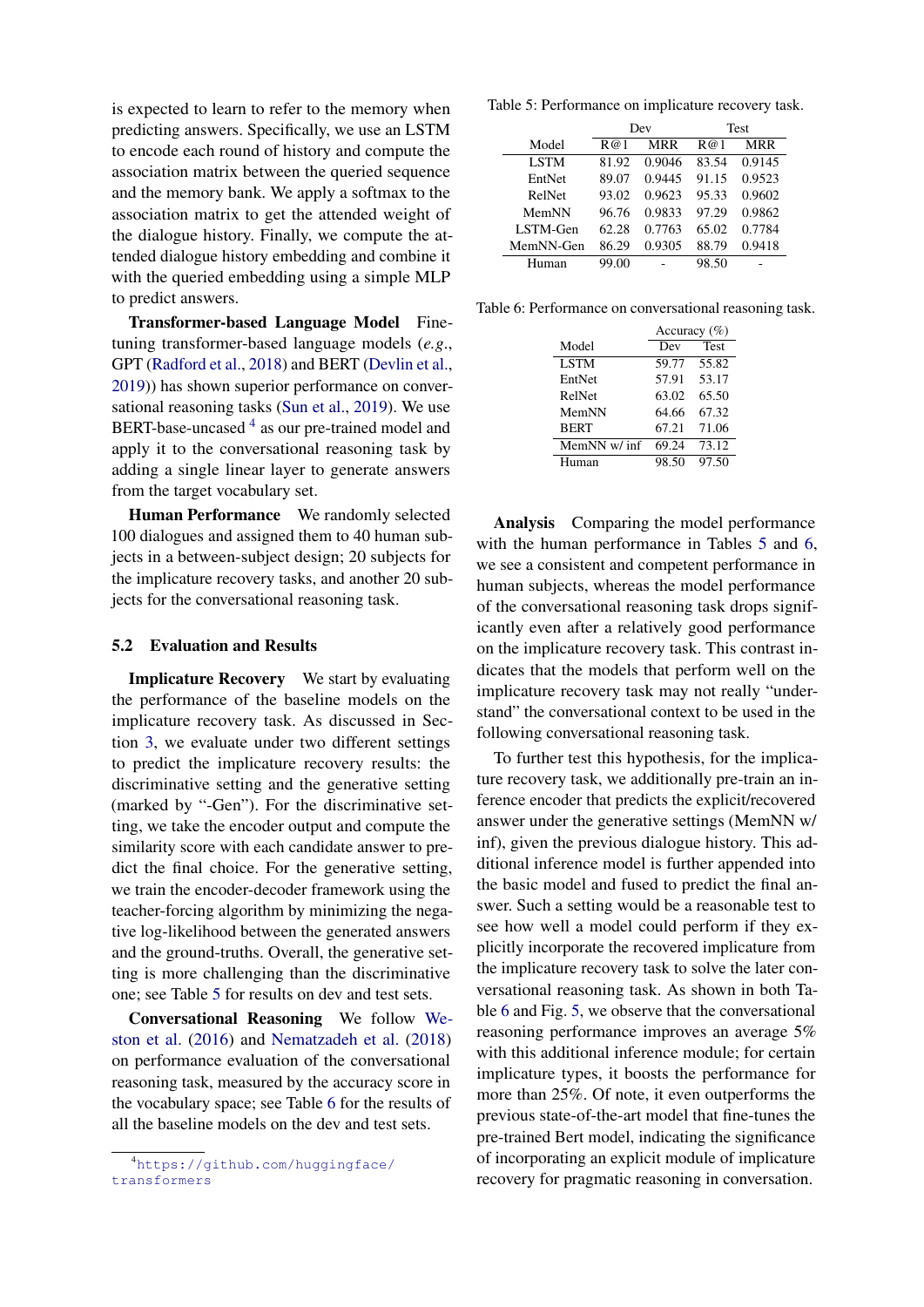is expected to learn to refer to the memory when predicting answers. Specifically, we use an LSTM to encode each round of history and compute the association matrix between the queried sequence and the memory bank. We apply a softmax to the association matrix to get the attended weight of the dialogue history. Finally, we compute the attended dialogue history embedding and combine it with the queried embedding using a simple MLP to predict answers.

**Transformer-based Language Model** Fine-tuning transformer-based language models (*e.g.*, GPT (Radford et al., 2018) and BERT (Devlin et al., 2019)) has shown superior performance on conversational reasoning tasks (Sun et al., 2019). We use BERT-base-uncased [4] as our pre-trained model and apply it to the conversational reasoning task by adding a single linear layer to generate answers from the target vocabulary set.

**Human Performance** We randomly selected 100 dialogues and assigned them to 40 human subjects in a between-subject design; 20 subjects for the implicature recovery tasks, and another 20 subjects for the conversational reasoning task.

### 5.2 Evaluation and Results

**Implicature Recovery** We start by evaluating the performance of the baseline models on the implicature recovery task. As discussed in Section 3, we evaluate under two different settings to predict the implicature recovery results: the discriminative setting and the generative setting (marked by "-Gen"). For the discriminative setting, we take the encoder output and compute the similarity score with each candidate answer to predict the final choice. For the generative setting, we train the encoder-decoder framework using the teacher-forcing algorithm by minimizing the negative log-likelihood between the generated answers and the ground-truths. Overall, the generative setting is more challenging than the discriminative one; see Table 5 for results on dev and test sets.

**Conversational Reasoning** We follow Weston et al. (2016) and Nematzadeh et al. (2018) on performance evaluation of the conversational reasoning task, measured by the accuracy score in the vocabulary space; see Table 6 for the results of all the baseline models on the dev and test sets.

[4] https://github.com/huggingface/transformers

Table 5: Performance on implicature recovery task.

| Model | Dev | | Test | |
|---|---|---|---|---|
| | R@1 | MRR | R@1 | MRR |
| LSTM | 81.92 | 0.9046 | 83.54 | 0.9145 |
| EntNet | 89.07 | 0.9445 | 91.15 | 0.9523 |
| RelNet | 93.02 | 0.9623 | 95.33 | 0.9602 |
| MemNN | 96.76 | 0.9833 | 97.29 | 0.9862 |
| LSTM-Gen | 62.28 | 0.7763 | 65.02 | 0.7784 |
| MemNN-Gen | 86.29 | 0.9305 | 88.79 | 0.9418 |
| Human | 99.00 | - | 98.50 | - |

Table 6: Performance on conversational reasoning task.

| Model | Accuracy (%) | |
|---|---|---|
| | Dev | Test |
| LSTM | 59.77 | 55.82 |
| EntNet | 57.91 | 53.17 |
| RelNet | 63.02 | 65.50 |
| MemNN | 64.66 | 67.32 |
| BERT | 67.21 | 71.06 |
| MemNN w/ inf | 69.24 | 73.12 |
| Human | 98.50 | 97.50 |

**Analysis** Comparing the model performance with the human performance in Tables 5 and 6, we see a consistent and competent performance in human subjects, whereas the model performance of the conversational reasoning task drops significantly even after a relatively good performance on the implicature recovery task. This contrast indicates that the models that perform well on the implicature recovery task may not really "understand" the conversational context to be used in the following conversational reasoning task.

To further test this hypothesis, for the implicature recovery task, we additionally pre-train an inference encoder that predicts the explicit/recovered answer under the generative settings (MemNN w/ inf), given the previous dialogue history. This additional inference model is further appended into the basic model and fused to predict the final answer. Such a setting would be a reasonable test to see how well a model could perform if they explicitly incorporate the recovered implicature from the implicature recovery task to solve the later conversational reasoning task. As shown in both Table 6 and Fig. 5, we observe that the conversational reasoning performance improves an average 5% with this additional inference module; for certain implicature types, it boosts the performance for more than 25%. Of note, it even outperforms the previous state-of-the-art model that fine-tunes the pre-trained Bert model, indicating the significance of incorporating an explicit module of implicature recovery for pragmatic reasoning in conversation.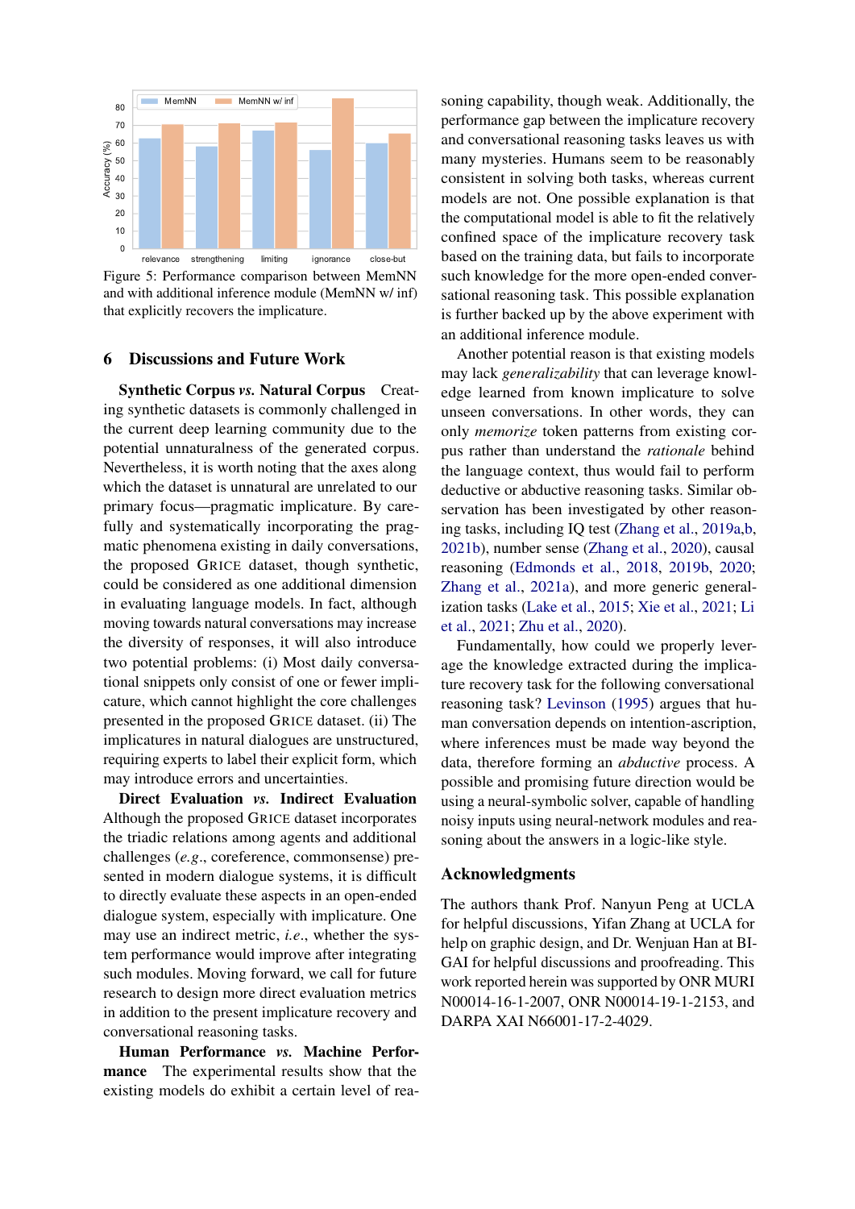Figure 5: Performance comparison between MemNN and with additional inference module (MemNN w/ inf) that explicitly recovers the implicature.

## 6 Discussions and Future Work

**Synthetic Corpus *vs.* Natural Corpus** Creating synthetic datasets is commonly challenged in the current deep learning community due to the potential unnaturalness of the generated corpus. Nevertheless, it is worth noting that the axes along which the dataset is unnatural are unrelated to our primary focus—pragmatic implicature. By carefully and systematically incorporating the pragmatic phenomena existing in daily conversations, the proposed GRICE dataset, though synthetic, could be considered as one additional dimension in evaluating language models. In fact, although moving towards natural conversations may increase the diversity of responses, it will also introduce two potential problems: (i) Most daily conversational snippets only consist of one or fewer implicature, which cannot highlight the core challenges presented in the proposed GRICE dataset. (ii) The implicatures in natural dialogues are unstructured, requiring experts to label their explicit form, which may introduce errors and uncertainties.

**Direct Evaluation *vs.* Indirect Evaluation** Although the proposed GRICE dataset incorporates the triadic relations among agents and additional challenges (*e.g.*, coreference, commonsense) presented in modern dialogue systems, it is difficult to directly evaluate these aspects in an open-ended dialogue system, especially with implicature. One may use an indirect metric, *i.e.*, whether the system performance would improve after integrating such modules. Moving forward, we call for future research to design more direct evaluation metrics in addition to the present implicature recovery and conversational reasoning tasks.

**Human Performance *vs.* Machine Performance** The experimental results show that the existing models do exhibit a certain level of reasoning capability, though weak. Additionally, the performance gap between the implicature recovery and conversational reasoning tasks leaves us with many mysteries. Humans seem to be reasonably consistent in solving both tasks, whereas current models are not. One possible explanation is that the computational model is able to fit the relatively confined space of the implicature recovery task based on the training data, but fails to incorporate such knowledge for the more open-ended conversational reasoning task. This possible explanation is further backed up by the above experiment with an additional inference module.

Another potential reason is that existing models may lack *generalizability* that can leverage knowledge learned from known implicature to solve unseen conversations. In other words, they can only *memorize* token patterns from existing corpus rather than understand the *rationale* behind the language context, thus would fail to perform deductive or abductive reasoning tasks. Similar observation has been investigated by other reasoning tasks, including IQ test (Zhang et al., 2019a,b, 2021b), number sense (Zhang et al., 2020), causal reasoning (Edmonds et al., 2018, 2019b, 2020; Zhang et al., 2021a), and more generic generalization tasks (Lake et al., 2015; Xie et al., 2021; Li et al., 2021; Zhu et al., 2020).

Fundamentally, how could we properly leverage the knowledge extracted during the implicature recovery task for the following conversational reasoning task? Levinson (1995) argues that human conversation depends on intention-ascription, where inferences must be made way beyond the data, therefore forming an *abductive* process. A possible and promising future direction would be using a neural-symbolic solver, capable of handling noisy inputs using neural-network modules and reasoning about the answers in a logic-like style.

## Acknowledgments

The authors thank Prof. Nanyun Peng at UCLA for helpful discussions, Yifan Zhang at UCLA for help on graphic design, and Dr. Wenjuan Han at BIGAI for helpful discussions and proofreading. This work reported herein was supported by ONR MURI N00014-16-1-2007, ONR N00014-19-1-2153, and DARPA XAI N66001-17-2-4029.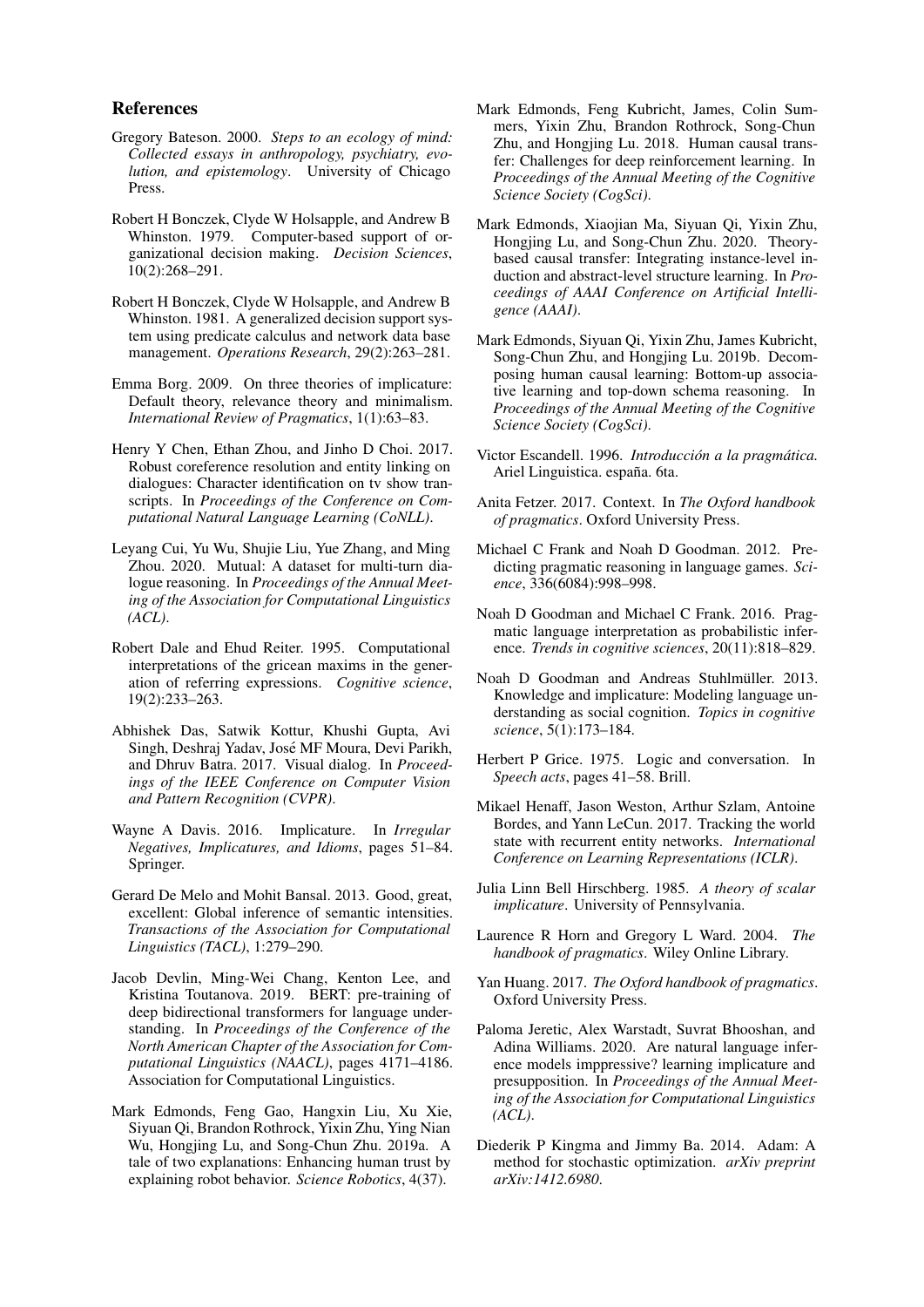## References

Gregory Bateson. 2000. *Steps to an ecology of mind: Collected essays in anthropology, psychiatry, evolution, and epistemology*. University of Chicago Press.

Robert H Bonczek, Clyde W Holsapple, and Andrew B Whinston. 1979. Computer-based support of organizational decision making. *Decision Sciences*, 10(2):268–291.

Robert H Bonczek, Clyde W Holsapple, and Andrew B Whinston. 1981. A generalized decision support system using predicate calculus and network data base management. *Operations Research*, 29(2):263–281.

Emma Borg. 2009. On three theories of implicature: Default theory, relevance theory and minimalism. *International Review of Pragmatics*, 1(1):63–83.

Henry Y Chen, Ethan Zhou, and Jinho D Choi. 2017. Robust coreference resolution and entity linking on dialogues: Character identification on tv show transcripts. In *Proceedings of the Conference on Computational Natural Language Learning (CoNLL)*.

Leyang Cui, Yu Wu, Shujie Liu, Yue Zhang, and Ming Zhou. 2020. Mutual: A dataset for multi-turn dialogue reasoning. In *Proceedings of the Annual Meeting of the Association for Computational Linguistics (ACL)*.

Robert Dale and Ehud Reiter. 1995. Computational interpretations of the gricean maxims in the generation of referring expressions. *Cognitive science*, 19(2):233–263.

Abhishek Das, Satwik Kottur, Khushi Gupta, Avi Singh, Deshraj Yadav, José MF Moura, Devi Parikh, and Dhruv Batra. 2017. Visual dialog. In *Proceedings of the IEEE Conference on Computer Vision and Pattern Recognition (CVPR)*.

Wayne A Davis. 2016. Implicature. In *Irregular Negatives, Implicatures, and Idioms*, pages 51–84. Springer.

Gerard De Melo and Mohit Bansal. 2013. Good, great, excellent: Global inference of semantic intensities. *Transactions of the Association for Computational Linguistics (TACL)*, 1:279–290.

Jacob Devlin, Ming-Wei Chang, Kenton Lee, and Kristina Toutanova. 2019. BERT: pre-training of deep bidirectional transformers for language understanding. In *Proceedings of the Conference of the North American Chapter of the Association for Computational Linguistics (NAACL)*, pages 4171–4186. Association for Computational Linguistics.

Mark Edmonds, Feng Gao, Hangxin Liu, Xu Xie, Siyuan Qi, Brandon Rothrock, Yixin Zhu, Ying Nian Wu, Hongjing Lu, and Song-Chun Zhu. 2019a. A tale of two explanations: Enhancing human trust by explaining robot behavior. *Science Robotics*, 4(37).

Mark Edmonds, Feng Kubricht, James, Colin Summers, Yixin Zhu, Brandon Rothrock, Song-Chun Zhu, and Hongjing Lu. 2018. Human causal transfer: Challenges for deep reinforcement learning. In *Proceedings of the Annual Meeting of the Cognitive Science Society (CogSci)*.

Mark Edmonds, Xiaojian Ma, Siyuan Qi, Yixin Zhu, Hongjing Lu, and Song-Chun Zhu. 2020. Theory-based causal transfer: Integrating instance-level induction and abstract-level structure learning. In *Proceedings of AAAI Conference on Artificial Intelligence (AAAI)*.

Mark Edmonds, Siyuan Qi, Yixin Zhu, James Kubricht, Song-Chun Zhu, and Hongjing Lu. 2019b. Decomposing human causal learning: Bottom-up associative learning and top-down schema reasoning. In *Proceedings of the Annual Meeting of the Cognitive Science Society (CogSci)*.

Victor Escandell. 1996. *Introducción a la pragmática.* Ariel Linguistica. españa. 6ta.

Anita Fetzer. 2017. Context. In *The Oxford handbook of pragmatics*. Oxford University Press.

Michael C Frank and Noah D Goodman. 2012. Predicting pragmatic reasoning in language games. *Science*, 336(6084):998–998.

Noah D Goodman and Michael C Frank. 2016. Pragmatic language interpretation as probabilistic inference. *Trends in cognitive sciences*, 20(11):818–829.

Noah D Goodman and Andreas Stuhlmüller. 2013. Knowledge and implicature: Modeling language understanding as social cognition. *Topics in cognitive science*, 5(1):173–184.

Herbert P Grice. 1975. Logic and conversation. In *Speech acts*, pages 41–58. Brill.

Mikael Henaff, Jason Weston, Arthur Szlam, Antoine Bordes, and Yann LeCun. 2017. Tracking the world state with recurrent entity networks. *International Conference on Learning Representations (ICLR)*.

Julia Linn Bell Hirschberg. 1985. *A theory of scalar implicature*. University of Pennsylvania.

Laurence R Horn and Gregory L Ward. 2004. *The handbook of pragmatics*. Wiley Online Library.

Yan Huang. 2017. *The Oxford handbook of pragmatics*. Oxford University Press.

Paloma Jeretic, Alex Warstadt, Suvrat Bhooshan, and Adina Williams. 2020. Are natural language inference models imppressive? learning implicature and presupposition. In *Proceedings of the Annual Meeting of the Association for Computational Linguistics (ACL)*.

Diederik P Kingma and Jimmy Ba. 2014. Adam: A method for stochastic optimization. *arXiv preprint arXiv:1412.6980*.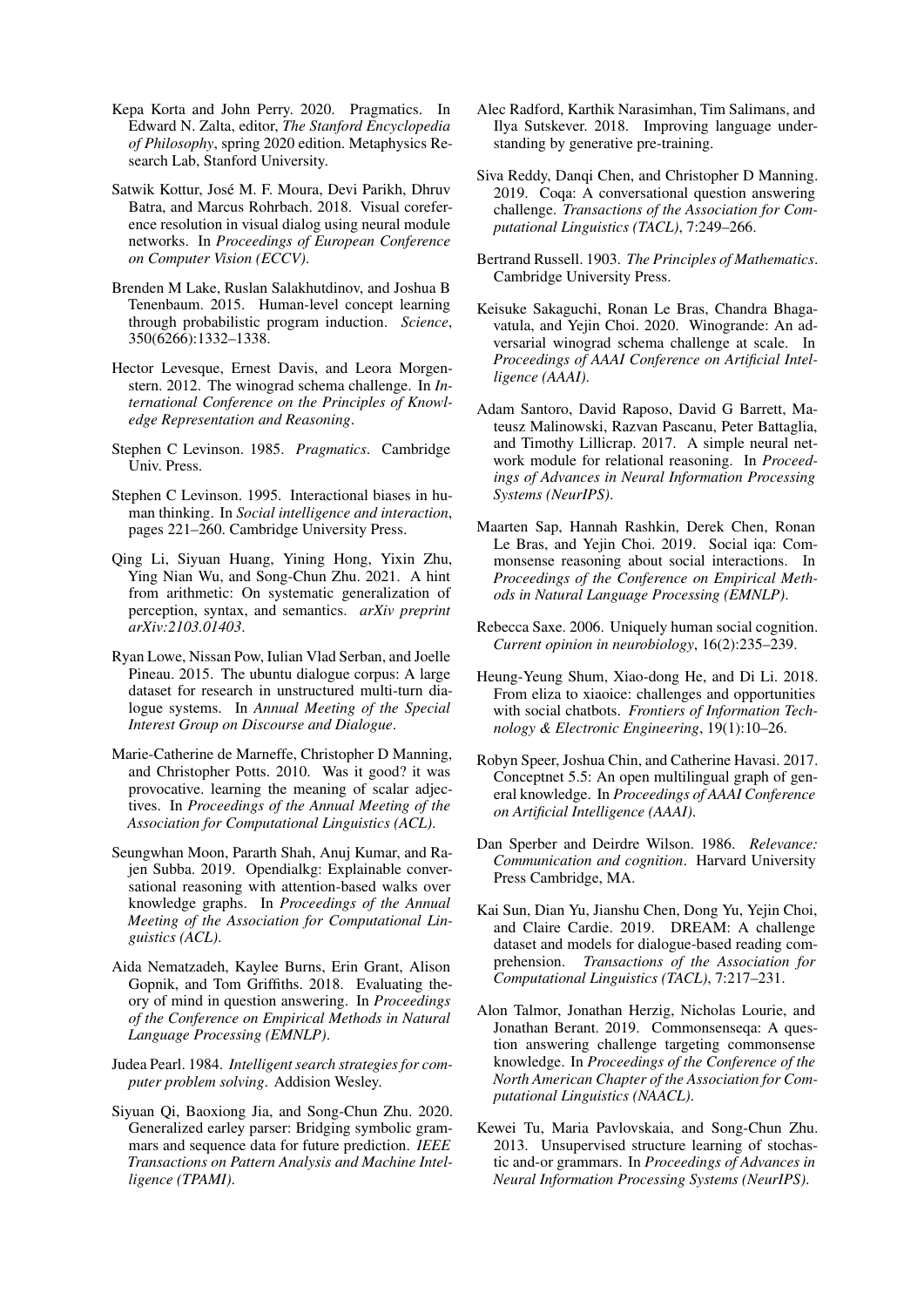Kepa Korta and John Perry. 2020. Pragmatics. In Edward N. Zalta, editor, *The Stanford Encyclopedia of Philosophy*, spring 2020 edition. Metaphysics Research Lab, Stanford University.

Satwik Kottur, José M. F. Moura, Devi Parikh, Dhruv Batra, and Marcus Rohrbach. 2018. Visual coreference resolution in visual dialog using neural module networks. In *Proceedings of European Conference on Computer Vision (ECCV)*.

Brenden M Lake, Ruslan Salakhutdinov, and Joshua B Tenenbaum. 2015. Human-level concept learning through probabilistic program induction. *Science*, 350(6266):1332–1338.

Hector Levesque, Ernest Davis, and Leora Morgenstern. 2012. The winograd schema challenge. In *International Conference on the Principles of Knowledge Representation and Reasoning*.

Stephen C Levinson. 1985. *Pragmatics*. Cambridge Univ. Press.

Stephen C Levinson. 1995. Interactional biases in human thinking. In *Social intelligence and interaction*, pages 221–260. Cambridge University Press.

Qing Li, Siyuan Huang, Yining Hong, Yixin Zhu, Ying Nian Wu, and Song-Chun Zhu. 2021. A hint from arithmetic: On systematic generalization of perception, syntax, and semantics. *arXiv preprint arXiv:2103.01403*.

Ryan Lowe, Nissan Pow, Iulian Vlad Serban, and Joelle Pineau. 2015. The ubuntu dialogue corpus: A large dataset for research in unstructured multi-turn dialogue systems. In *Annual Meeting of the Special Interest Group on Discourse and Dialogue*.

Marie-Catherine de Marneffe, Christopher D Manning, and Christopher Potts. 2010. Was it good? it was provocative. learning the meaning of scalar adjectives. In *Proceedings of the Annual Meeting of the Association for Computational Linguistics (ACL)*.

Seungwhan Moon, Pararth Shah, Anuj Kumar, and Rajen Subba. 2019. Opendialkg: Explainable conversational reasoning with attention-based walks over knowledge graphs. In *Proceedings of the Annual Meeting of the Association for Computational Linguistics (ACL)*.

Aida Nematzadeh, Kaylee Burns, Erin Grant, Alison Gopnik, and Tom Griffiths. 2018. Evaluating theory of mind in question answering. In *Proceedings of the Conference on Empirical Methods in Natural Language Processing (EMNLP)*.

Judea Pearl. 1984. *Intelligent search strategies for computer problem solving*. Addision Wesley.

Siyuan Qi, Baoxiong Jia, and Song-Chun Zhu. 2020. Generalized earley parser: Bridging symbolic grammars and sequence data for future prediction. *IEEE Transactions on Pattern Analysis and Machine Intelligence (TPAMI)*.

Alec Radford, Karthik Narasimhan, Tim Salimans, and Ilya Sutskever. 2018. Improving language understanding by generative pre-training.

Siva Reddy, Danqi Chen, and Christopher D Manning. 2019. Coqa: A conversational question answering challenge. *Transactions of the Association for Computational Linguistics (TACL)*, 7:249–266.

Bertrand Russell. 1903. *The Principles of Mathematics*. Cambridge University Press.

Keisuke Sakaguchi, Ronan Le Bras, Chandra Bhagavatula, and Yejin Choi. 2020. Winogrande: An adversarial winograd schema challenge at scale. In *Proceedings of AAAI Conference on Artificial Intelligence (AAAI)*.

Adam Santoro, David Raposo, David G Barrett, Mateusz Malinowski, Razvan Pascanu, Peter Battaglia, and Timothy Lillicrap. 2017. A simple neural network module for relational reasoning. In *Proceedings of Advances in Neural Information Processing Systems (NeurIPS)*.

Maarten Sap, Hannah Rashkin, Derek Chen, Ronan Le Bras, and Yejin Choi. 2019. Social iqa: Commonsense reasoning about social interactions. In *Proceedings of the Conference on Empirical Methods in Natural Language Processing (EMNLP)*.

Rebecca Saxe. 2006. Uniquely human social cognition. *Current opinion in neurobiology*, 16(2):235–239.

Heung-Yeung Shum, Xiao-dong He, and Di Li. 2018. From eliza to xiaoice: challenges and opportunities with social chatbots. *Frontiers of Information Technology & Electronic Engineering*, 19(1):10–26.

Robyn Speer, Joshua Chin, and Catherine Havasi. 2017. Conceptnet 5.5: An open multilingual graph of general knowledge. In *Proceedings of AAAI Conference on Artificial Intelligence (AAAI)*.

Dan Sperber and Deirdre Wilson. 1986. *Relevance: Communication and cognition*. Harvard University Press Cambridge, MA.

Kai Sun, Dian Yu, Jianshu Chen, Dong Yu, Yejin Choi, and Claire Cardie. 2019. DREAM: A challenge dataset and models for dialogue-based reading comprehension. *Transactions of the Association for Computational Linguistics (TACL)*, 7:217–231.

Alon Talmor, Jonathan Herzig, Nicholas Lourie, and Jonathan Berant. 2019. Commonsenseqa: A question answering challenge targeting commonsense knowledge. In *Proceedings of the Conference of the North American Chapter of the Association for Computational Linguistics (NAACL)*.

Kewei Tu, Maria Pavlovskaia, and Song-Chun Zhu. 2013. Unsupervised structure learning of stochastic and-or grammars. In *Proceedings of Advances in Neural Information Processing Systems (NeurIPS)*.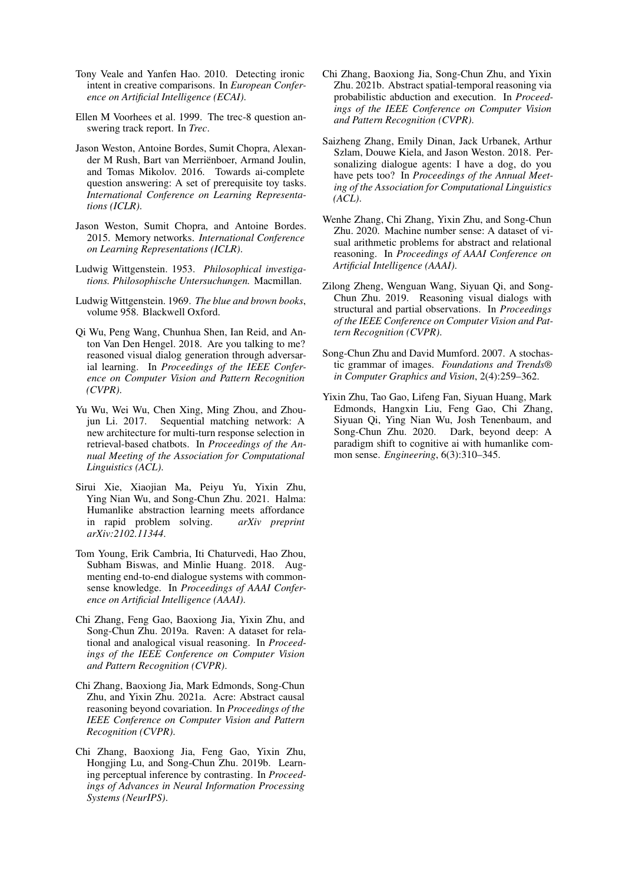Tony Veale and Yanfen Hao. 2010. Detecting ironic intent in creative comparisons. In *European Conference on Artificial Intelligence (ECAI)*.

Ellen M Voorhees et al. 1999. The trec-8 question answering track report. In *Trec*.

Jason Weston, Antoine Bordes, Sumit Chopra, Alexander M Rush, Bart van Merriënboer, Armand Joulin, and Tomas Mikolov. 2016. Towards ai-complete question answering: A set of prerequisite toy tasks. *International Conference on Learning Representations (ICLR)*.

Jason Weston, Sumit Chopra, and Antoine Bordes. 2015. Memory networks. *International Conference on Learning Representations (ICLR)*.

Ludwig Wittgenstein. 1953. *Philosophical investigations. Philosophische Untersuchungen.* Macmillan.

Ludwig Wittgenstein. 1969. *The blue and brown books*, volume 958. Blackwell Oxford.

Qi Wu, Peng Wang, Chunhua Shen, Ian Reid, and Anton Van Den Hengel. 2018. Are you talking to me? reasoned visual dialog generation through adversarial learning. In *Proceedings of the IEEE Conference on Computer Vision and Pattern Recognition (CVPR)*.

Yu Wu, Wei Wu, Chen Xing, Ming Zhou, and Zhoujun Li. 2017. Sequential matching network: A new architecture for multi-turn response selection in retrieval-based chatbots. In *Proceedings of the Annual Meeting of the Association for Computational Linguistics (ACL)*.

Sirui Xie, Xiaojian Ma, Peiyu Yu, Yixin Zhu, Ying Nian Wu, and Song-Chun Zhu. 2021. Halma: Humanlike abstraction learning meets affordance in rapid problem solving. *arXiv preprint arXiv:2102.11344*.

Tom Young, Erik Cambria, Iti Chaturvedi, Hao Zhou, Subham Biswas, and Minlie Huang. 2018. Augmenting end-to-end dialogue systems with commonsense knowledge. In *Proceedings of AAAI Conference on Artificial Intelligence (AAAI)*.

Chi Zhang, Feng Gao, Baoxiong Jia, Yixin Zhu, and Song-Chun Zhu. 2019a. Raven: A dataset for relational and analogical visual reasoning. In *Proceedings of the IEEE Conference on Computer Vision and Pattern Recognition (CVPR)*.

Chi Zhang, Baoxiong Jia, Mark Edmonds, Song-Chun Zhu, and Yixin Zhu. 2021a. Acre: Abstract causal reasoning beyond covariation. In *Proceedings of the IEEE Conference on Computer Vision and Pattern Recognition (CVPR)*.

Chi Zhang, Baoxiong Jia, Feng Gao, Yixin Zhu, Hongjing Lu, and Song-Chun Zhu. 2019b. Learning perceptual inference by contrasting. In *Proceedings of Advances in Neural Information Processing Systems (NeurIPS)*.

Chi Zhang, Baoxiong Jia, Song-Chun Zhu, and Yixin Zhu. 2021b. Abstract spatial-temporal reasoning via probabilistic abduction and execution. In *Proceedings of the IEEE Conference on Computer Vision and Pattern Recognition (CVPR)*.

Saizheng Zhang, Emily Dinan, Jack Urbanek, Arthur Szlam, Douwe Kiela, and Jason Weston. 2018. Personalizing dialogue agents: I have a dog, do you have pets too? In *Proceedings of the Annual Meeting of the Association for Computational Linguistics (ACL)*.

Wenhe Zhang, Chi Zhang, Yixin Zhu, and Song-Chun Zhu. 2020. Machine number sense: A dataset of visual arithmetic problems for abstract and relational reasoning. In *Proceedings of AAAI Conference on Artificial Intelligence (AAAI)*.

Zilong Zheng, Wenguan Wang, Siyuan Qi, and Song-Chun Zhu. 2019. Reasoning visual dialogs with structural and partial observations. In *Proceedings of the IEEE Conference on Computer Vision and Pattern Recognition (CVPR)*.

Song-Chun Zhu and David Mumford. 2007. A stochastic grammar of images. *Foundations and Trends® in Computer Graphics and Vision*, 2(4):259–362.

Yixin Zhu, Tao Gao, Lifeng Fan, Siyuan Huang, Mark Edmonds, Hangxin Liu, Feng Gao, Chi Zhang, Siyuan Qi, Ying Nian Wu, Josh Tenenbaum, and Song-Chun Zhu. 2020. Dark, beyond deep: A paradigm shift to cognitive ai with humanlike common sense. *Engineering*, 6(3):310–345.